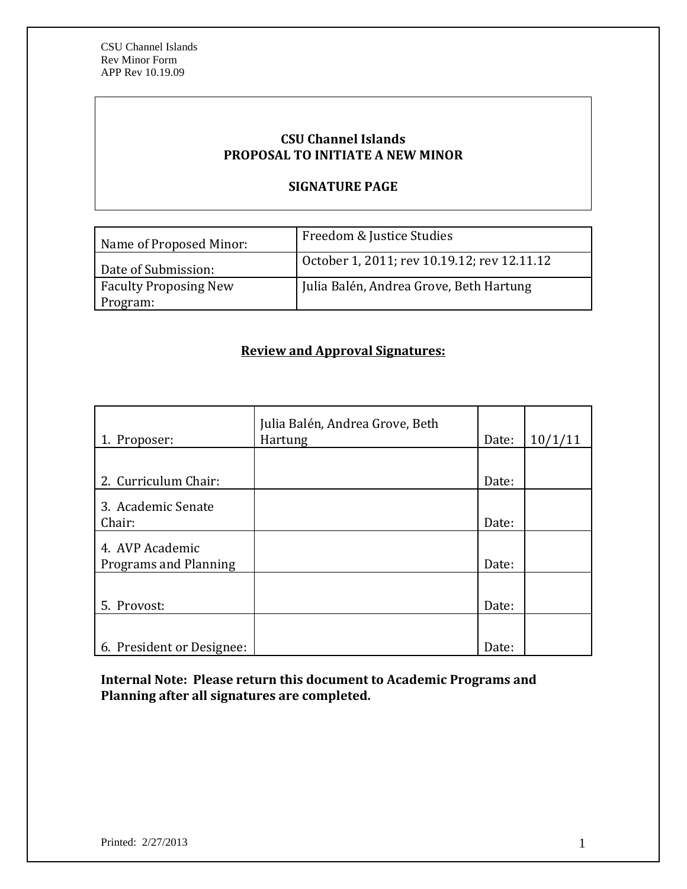CSU Channel Islands
Rev Minor Form
APP Rev 10.19.09

# CSU Channel Islands
## PROPOSAL TO INITIATE A NEW MINOR

## SIGNATURE PAGE

| Name of Proposed Minor: | Freedom & Justice Studies |
|---|---|
| Date of Submission: | October 1, 2011; rev 10.19.12; rev 12.11.12 |
| Faculty Proposing New Program: | Julia Balén, Andrea Grove, Beth Hartung |

**<u>Review and Approval Signatures:</u>**

| | | | |
|---|---|---|---|
| 1. Proposer: | Julia Balén, Andrea Grove, Beth Hartung | Date: | 10/1/11 |
| 2. Curriculum Chair: | | Date: | |
| 3. Academic Senate Chair: | | Date: | |
| 4. AVP Academic Programs and Planning | | Date: | |
| 5. Provost: | | Date: | |
| 6. President or Designee: | | Date: | |

**Internal Note: Please return this document to Academic Programs and Planning after all signatures are completed.**

Printed: 2/27/2013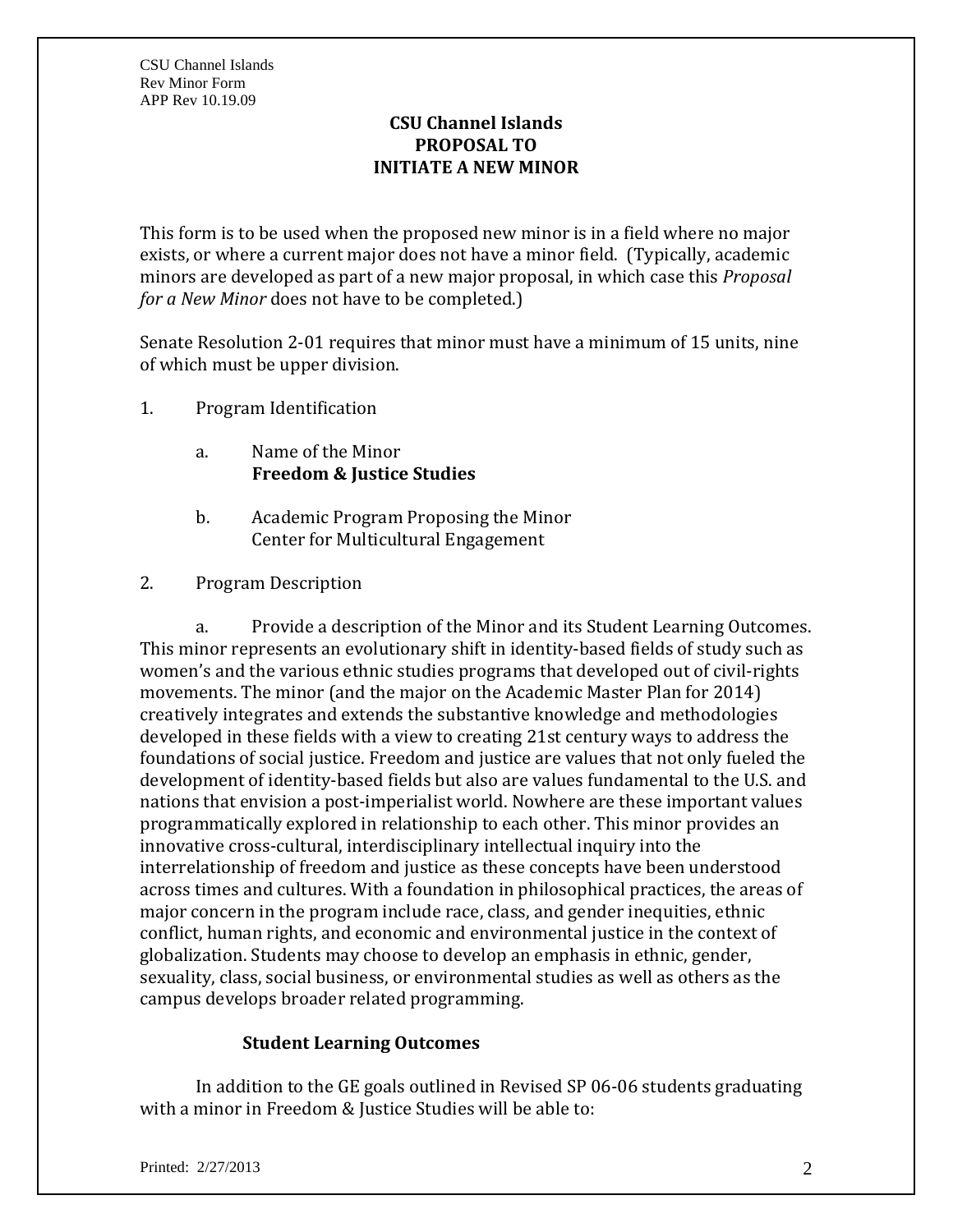# CSU Channel Islands
## PROPOSAL TO
## INITIATE A NEW MINOR

This form is to be used when the proposed new minor is in a field where no major exists, or where a current major does not have a minor field. (Typically, academic minors are developed as part of a new major proposal, in which case this *Proposal for a New Minor* does not have to be completed.)

Senate Resolution 2-01 requires that minor must have a minimum of 15 units, nine of which must be upper division.

1. Program Identification

   a. Name of the Minor
      **Freedom & Justice Studies**

   b. Academic Program Proposing the Minor
      Center for Multicultural Engagement

2. Program Description

   a. Provide a description of the Minor and its Student Learning Outcomes.

This minor represents an evolutionary shift in identity-based fields of study such as women's and the various ethnic studies programs that developed out of civil-rights movements. The minor (and the major on the Academic Master Plan for 2014) creatively integrates and extends the substantive knowledge and methodologies developed in these fields with a view to creating 21st century ways to address the foundations of social justice. Freedom and justice are values that not only fueled the development of identity-based fields but also are values fundamental to the U.S. and nations that envision a post-imperialist world. Nowhere are these important values programmatically explored in relationship to each other. This minor provides an innovative cross-cultural, interdisciplinary intellectual inquiry into the interrelationship of freedom and justice as these concepts have been understood across times and cultures. With a foundation in philosophical practices, the areas of major concern in the program include race, class, and gender inequities, ethnic conflict, human rights, and economic and environmental justice in the context of globalization. Students may choose to develop an emphasis in ethnic, gender, sexuality, class, social business, or environmental studies as well as others as the campus develops broader related programming.

**Student Learning Outcomes**

In addition to the GE goals outlined in Revised SP 06-06 students graduating with a minor in Freedom & Justice Studies will be able to: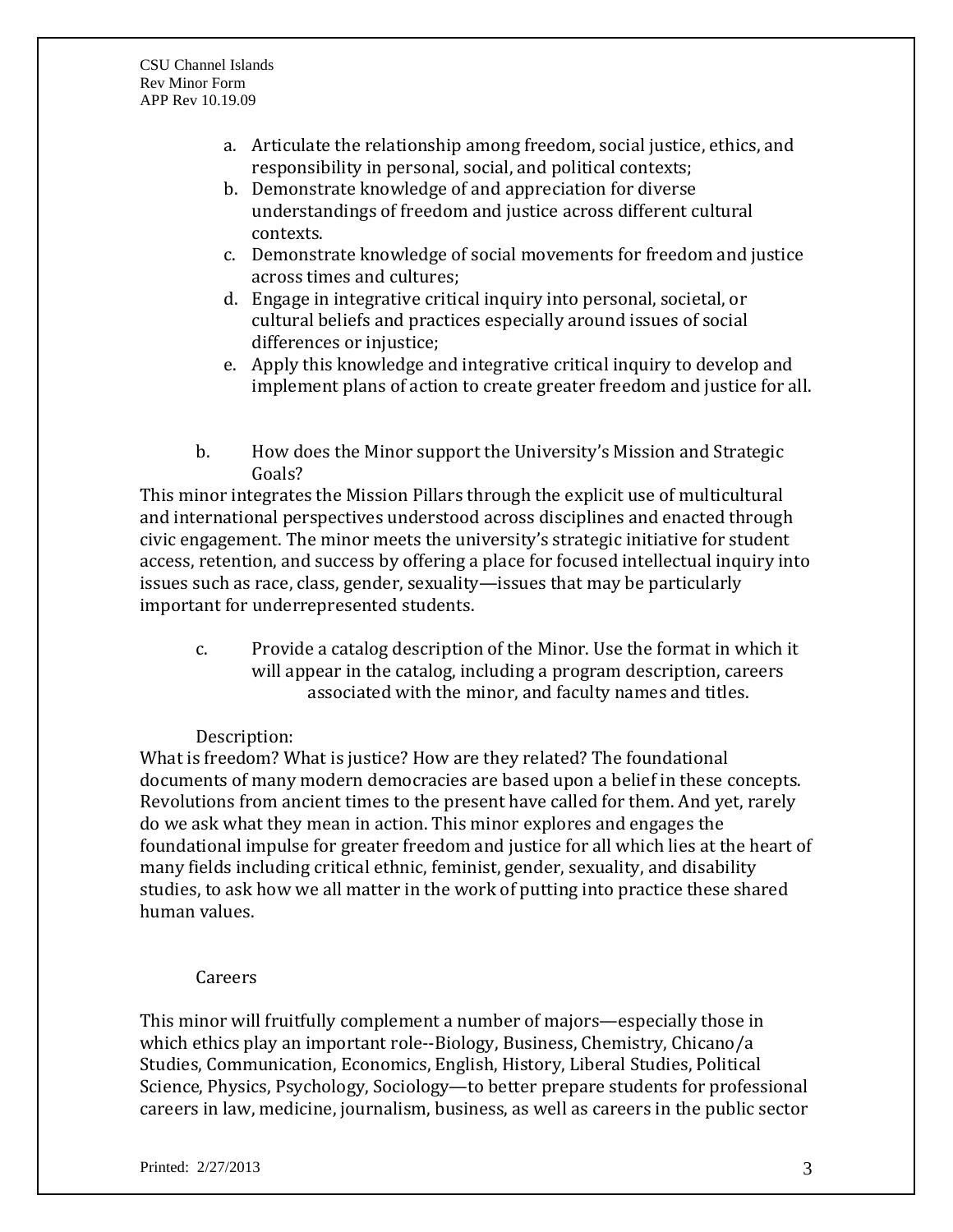a. Articulate the relationship among freedom, social justice, ethics, and responsibility in personal, social, and political contexts;
b. Demonstrate knowledge of and appreciation for diverse understandings of freedom and justice across different cultural contexts.
c. Demonstrate knowledge of social movements for freedom and justice across times and cultures;
d. Engage in integrative critical inquiry into personal, societal, or cultural beliefs and practices especially around issues of social differences or injustice;
e. Apply this knowledge and integrative critical inquiry to develop and implement plans of action to create greater freedom and justice for all.

b. How does the Minor support the University's Mission and Strategic Goals?

This minor integrates the Mission Pillars through the explicit use of multicultural and international perspectives understood across disciplines and enacted through civic engagement. The minor meets the university's strategic initiative for student access, retention, and success by offering a place for focused intellectual inquiry into issues such as race, class, gender, sexuality—issues that may be particularly important for underrepresented students.

c. Provide a catalog description of the Minor. Use the format in which it will appear in the catalog, including a program description, careers associated with the minor, and faculty names and titles.

Description:

What is freedom? What is justice? How are they related? The foundational documents of many modern democracies are based upon a belief in these concepts. Revolutions from ancient times to the present have called for them. And yet, rarely do we ask what they mean in action. This minor explores and engages the foundational impulse for greater freedom and justice for all which lies at the heart of many fields including critical ethnic, feminist, gender, sexuality, and disability studies, to ask how we all matter in the work of putting into practice these shared human values.

Careers

This minor will fruitfully complement a number of majors—especially those in which ethics play an important role--Biology, Business, Chemistry, Chicano/a Studies, Communication, Economics, English, History, Liberal Studies, Political Science, Physics, Psychology, Sociology—to better prepare students for professional careers in law, medicine, journalism, business, as well as careers in the public sector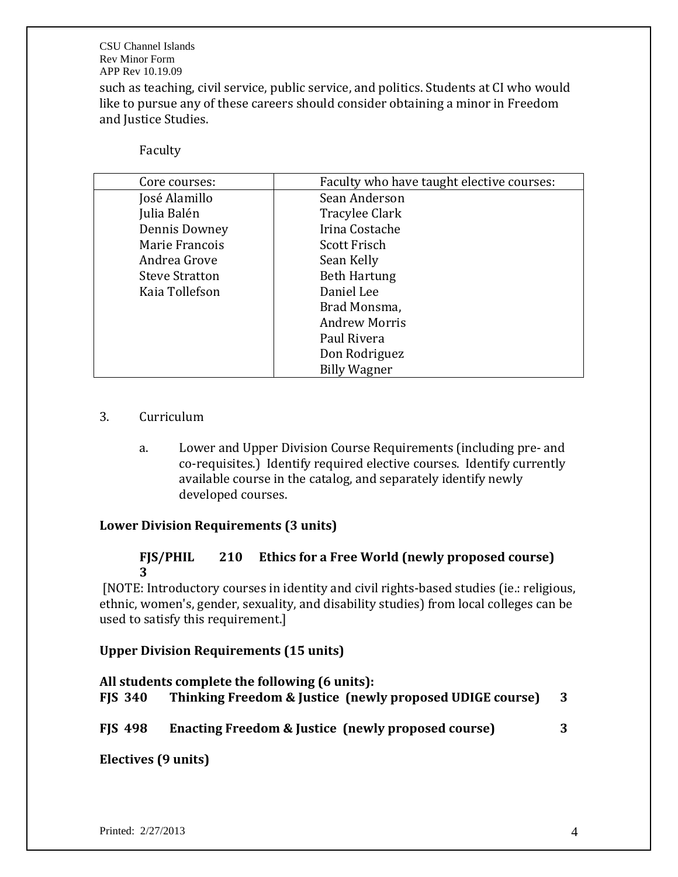such as teaching, civil service, public service, and politics. Students at CI who would like to pursue any of these careers should consider obtaining a minor in Freedom and Justice Studies.

Faculty

| Core courses: | Faculty who have taught elective courses: |
|---|---|
| José Alamillo | Sean Anderson |
| Julia Balén | Tracylee Clark |
| Dennis Downey | Irina Costache |
| Marie Francois | Scott Frisch |
| Andrea Grove | Sean Kelly |
| Steve Stratton | Beth Hartung |
| Kaia Tollefson | Daniel Lee |
| | Brad Monsma, |
| | Andrew Morris |
| | Paul Rivera |
| | Don Rodriguez |
| | Billy Wagner |

3. Curriculum

   a. Lower and Upper Division Course Requirements (including pre- and co-requisites.) Identify required elective courses. Identify currently available course in the catalog, and separately identify newly developed courses.

**Lower Division Requirements (3 units)**

**FJS/PHIL 210 Ethics for a Free World (newly proposed course) 3**

[NOTE: Introductory courses in identity and civil rights-based studies (ie.: religious, ethnic, women's, gender, sexuality, and disability studies) from local colleges can be used to satisfy this requirement.]

**Upper Division Requirements (15 units)**

**All students complete the following (6 units):**

**FJS 340 Thinking Freedom & Justice (newly proposed UDIGE course) 3**

**FJS 498 Enacting Freedom & Justice (newly proposed course) 3**

**Electives (9 units)**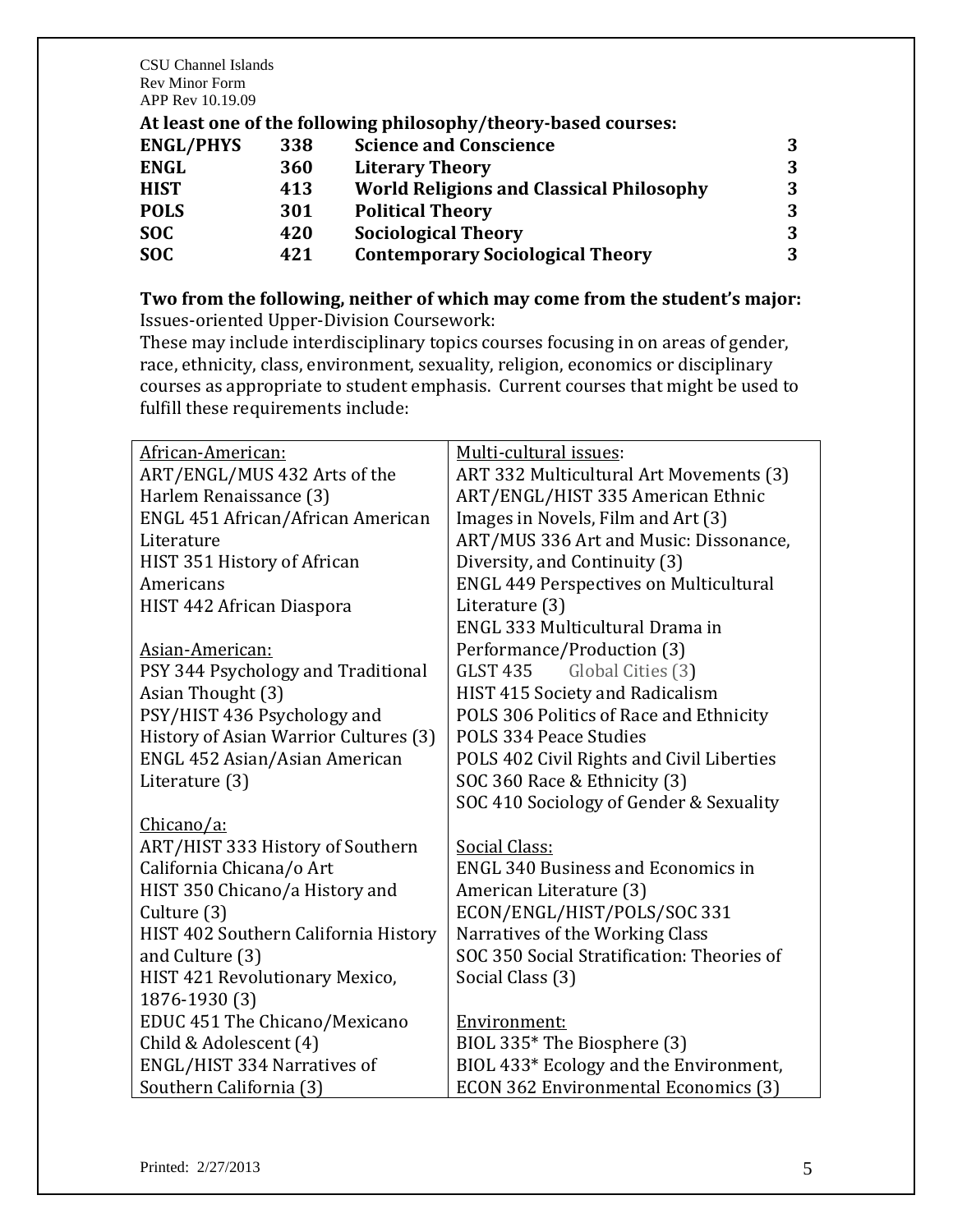**At least one of the following philosophy/theory-based courses:**

| | | | |
|---|---|---|---|
| **ENGL/PHYS** | **338** | **Science and Conscience** | **3** |
| **ENGL** | **360** | **Literary Theory** | **3** |
| **HIST** | **413** | **World Religions and Classical Philosophy** | **3** |
| **POLS** | **301** | **Political Theory** | **3** |
| **SOC** | **420** | **Sociological Theory** | **3** |
| **SOC** | **421** | **Contemporary Sociological Theory** | **3** |

**Two from the following, neither of which may come from the student's major:**
Issues-oriented Upper-Division Coursework:
These may include interdisciplinary topics courses focusing in on areas of gender, race, ethnicity, class, environment, sexuality, religion, economics or disciplinary courses as appropriate to student emphasis. Current courses that might be used to fulfill these requirements include:

| | |
|---|---|
| African-American:<br>ART/ENGL/MUS 432 Arts of the Harlem Renaissance (3)<br>ENGL 451 African/African American Literature<br>HIST 351 History of African Americans<br>HIST 442 African Diaspora<br><br>Asian-American:<br>PSY 344 Psychology and Traditional Asian Thought (3)<br>PSY/HIST 436 Psychology and History of Asian Warrior Cultures (3)<br>ENGL 452 Asian/Asian American Literature (3)<br><br>Chicano/a:<br>ART/HIST 333 History of Southern California Chicana/o Art<br>HIST 350 Chicano/a History and Culture (3)<br>HIST 402 Southern California History and Culture (3)<br>HIST 421 Revolutionary Mexico, 1876-1930 (3)<br>EDUC 451 The Chicano/Mexicano Child & Adolescent (4)<br>ENGL/HIST 334 Narratives of Southern California (3) | Multi-cultural issues:<br>ART 332 Multicultural Art Movements (3)<br>ART/ENGL/HIST 335 American Ethnic Images in Novels, Film and Art (3)<br>ART/MUS 336 Art and Music: Dissonance, Diversity, and Continuity (3)<br>ENGL 449 Perspectives on Multicultural Literature (3)<br>ENGL 333 Multicultural Drama in Performance/Production (3)<br>GLST 435 Global Cities (3)<br>HIST 415 Society and Radicalism<br>POLS 306 Politics of Race and Ethnicity<br>POLS 334 Peace Studies<br>POLS 402 Civil Rights and Civil Liberties<br>SOC 360 Race & Ethnicity (3)<br>SOC 410 Sociology of Gender & Sexuality<br><br>Social Class:<br>ENGL 340 Business and Economics in American Literature (3)<br>ECON/ENGL/HIST/POLS/SOC 331 Narratives of the Working Class<br>SOC 350 Social Stratification: Theories of Social Class (3)<br><br>Environment:<br>BIOL 335* The Biosphere (3)<br>BIOL 433* Ecology and the Environment,<br>ECON 362 Environmental Economics (3) |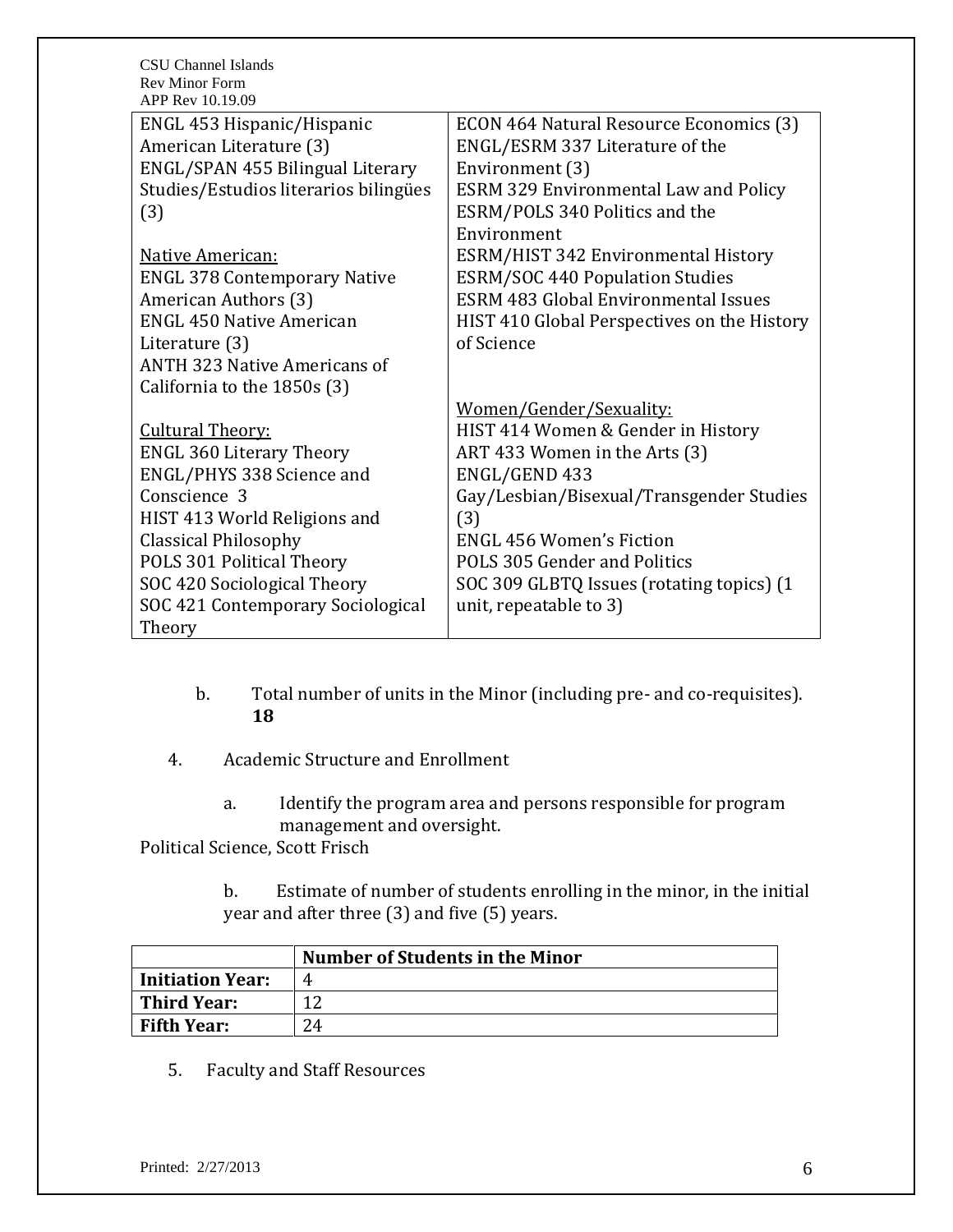| | |
|---|---|
| ENGL 453 Hispanic/Hispanic American Literature (3)<br>ENGL/SPAN 455 Bilingual Literary Studies/Estudios literarios bilingües (3)<br><br><u>Native American:</u><br>ENGL 378 Contemporary Native American Authors (3)<br>ENGL 450 Native American Literature (3)<br>ANTH 323 Native Americans of California to the 1850s (3)<br><br><u>Cultural Theory:</u><br>ENGL 360 Literary Theory<br>ENGL/PHYS 338 Science and Conscience 3<br>HIST 413 World Religions and Classical Philosophy<br>POLS 301 Political Theory<br>SOC 420 Sociological Theory<br>SOC 421 Contemporary Sociological Theory | ECON 464 Natural Resource Economics (3)<br>ENGL/ESRM 337 Literature of the Environment (3)<br>ESRM 329 Environmental Law and Policy<br>ESRM/POLS 340 Politics and the Environment<br>ESRM/HIST 342 Environmental History<br>ESRM/SOC 440 Population Studies<br>ESRM 483 Global Environmental Issues<br>HIST 410 Global Perspectives on the History of Science<br><br><u>Women/Gender/Sexuality:</u><br>HIST 414 Women & Gender in History<br>ART 433 Women in the Arts (3)<br>ENGL/GEND 433 Gay/Lesbian/Bisexual/Transgender Studies (3)<br>ENGL 456 Women's Fiction<br>POLS 305 Gender and Politics<br>SOC 309 GLBTQ Issues (rotating topics) (1 unit, repeatable to 3) |

b. Total number of units in the Minor (including pre- and co-requisites). **18**

4. Academic Structure and Enrollment

   a. Identify the program area and persons responsible for program management and oversight.

Political Science, Scott Frisch

   b. Estimate of number of students enrolling in the minor, in the initial year and after three (3) and five (5) years.

| | Number of Students in the Minor |
|---|---|
| **Initiation Year:** | 4 |
| **Third Year:** | 12 |
| **Fifth Year:** | 24 |

5. Faculty and Staff Resources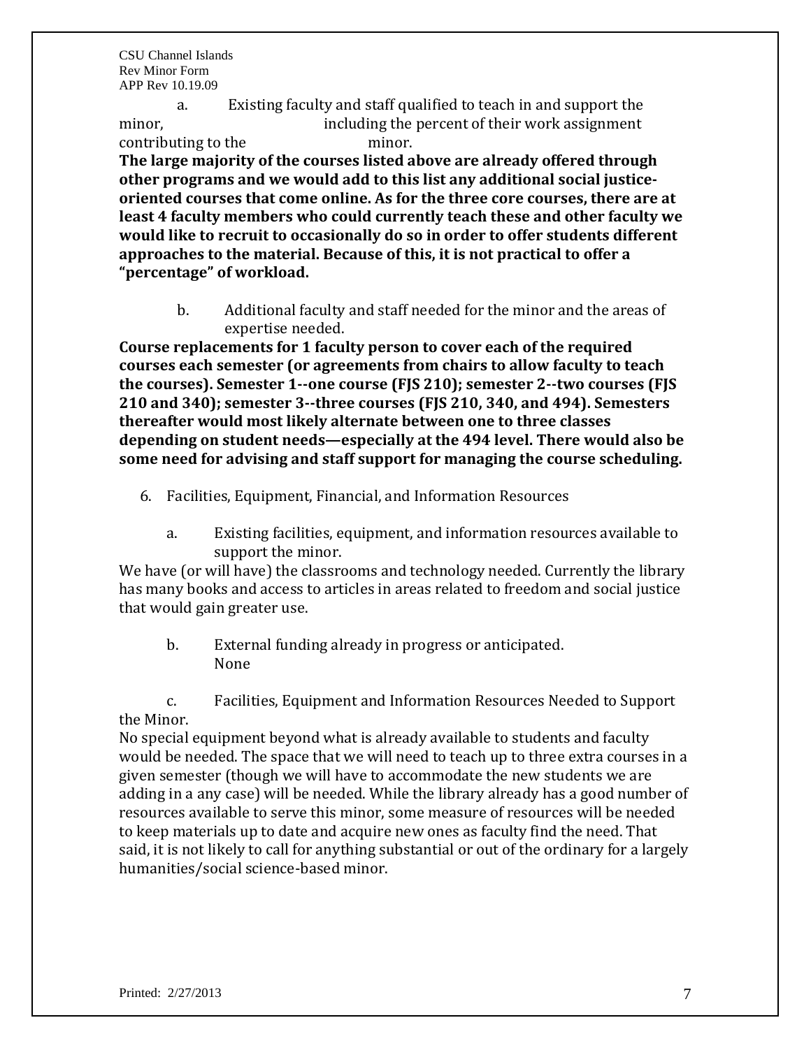a. Existing faculty and staff qualified to teach in and support the minor, including the percent of their work assignment contributing to the minor.

**The large majority of the courses listed above are already offered through other programs and we would add to this list any additional social justice-oriented courses that come online. As for the three core courses, there are at least 4 faculty members who could currently teach these and other faculty we would like to recruit to occasionally do so in order to offer students different approaches to the material. Because of this, it is not practical to offer a "percentage" of workload.**

b. Additional faculty and staff needed for the minor and the areas of expertise needed.

**Course replacements for 1 faculty person to cover each of the required courses each semester (or agreements from chairs to allow faculty to teach the courses). Semester 1--one course (FJS 210); semester 2--two courses (FJS 210 and 340); semester 3--three courses (FJS 210, 340, and 494). Semesters thereafter would most likely alternate between one to three classes depending on student needs—especially at the 494 level. There would also be some need for advising and staff support for managing the course scheduling.**

6. Facilities, Equipment, Financial, and Information Resources

a. Existing facilities, equipment, and information resources available to support the minor.

We have (or will have) the classrooms and technology needed. Currently the library has many books and access to articles in areas related to freedom and social justice that would gain greater use.

b. External funding already in progress or anticipated.
None

c. Facilities, Equipment and Information Resources Needed to Support the Minor.

No special equipment beyond what is already available to students and faculty would be needed. The space that we will need to teach up to three extra courses in a given semester (though we will have to accommodate the new students we are adding in a any case) will be needed. While the library already has a good number of resources available to serve this minor, some measure of resources will be needed to keep materials up to date and acquire new ones as faculty find the need. That said, it is not likely to call for anything substantial or out of the ordinary for a largely humanities/social science-based minor.